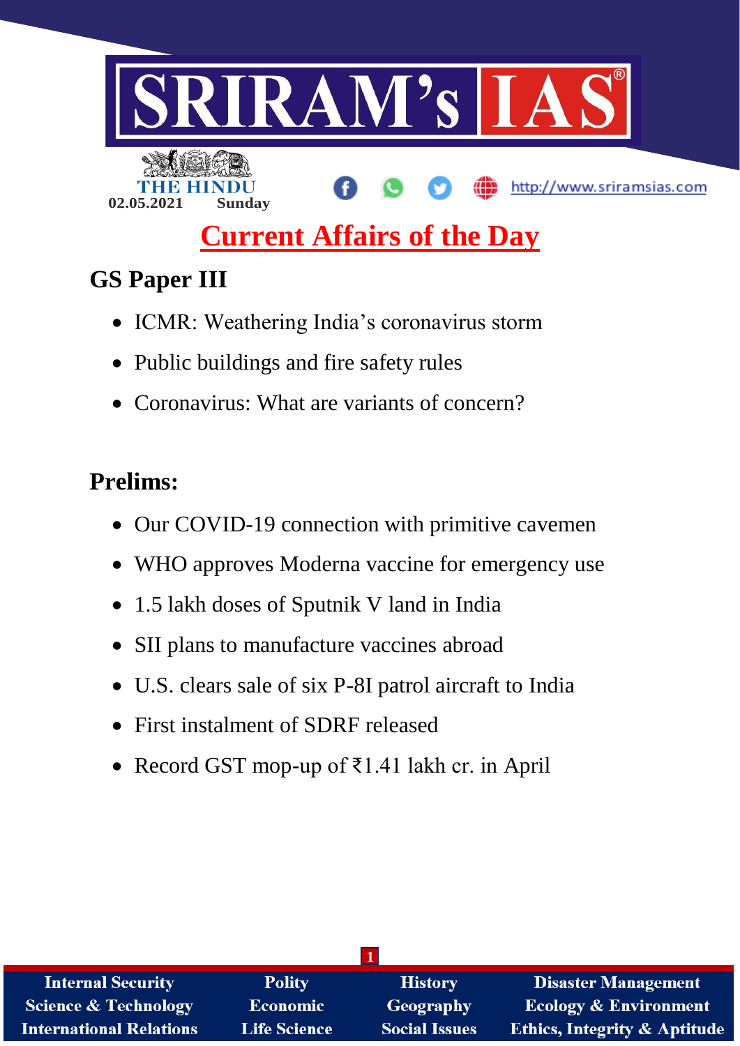# SRIRAM's IAS

THE HINDU
02.05.2021 Sunday

http://www.sriramsias.com

## Current Affairs of the Day

### GS Paper III

- ICMR: Weathering India's coronavirus storm
- Public buildings and fire safety rules
- Coronavirus: What are variants of concern?

### Prelims:

- Our COVID-19 connection with primitive cavemen
- WHO approves Moderna vaccine for emergency use
- 1.5 lakh doses of Sputnik V land in India
- SII plans to manufacture vaccines abroad
- U.S. clears sale of six P-8I patrol aircraft to India
- First instalment of SDRF released
- Record GST mop-up of ₹1.41 lakh cr. in April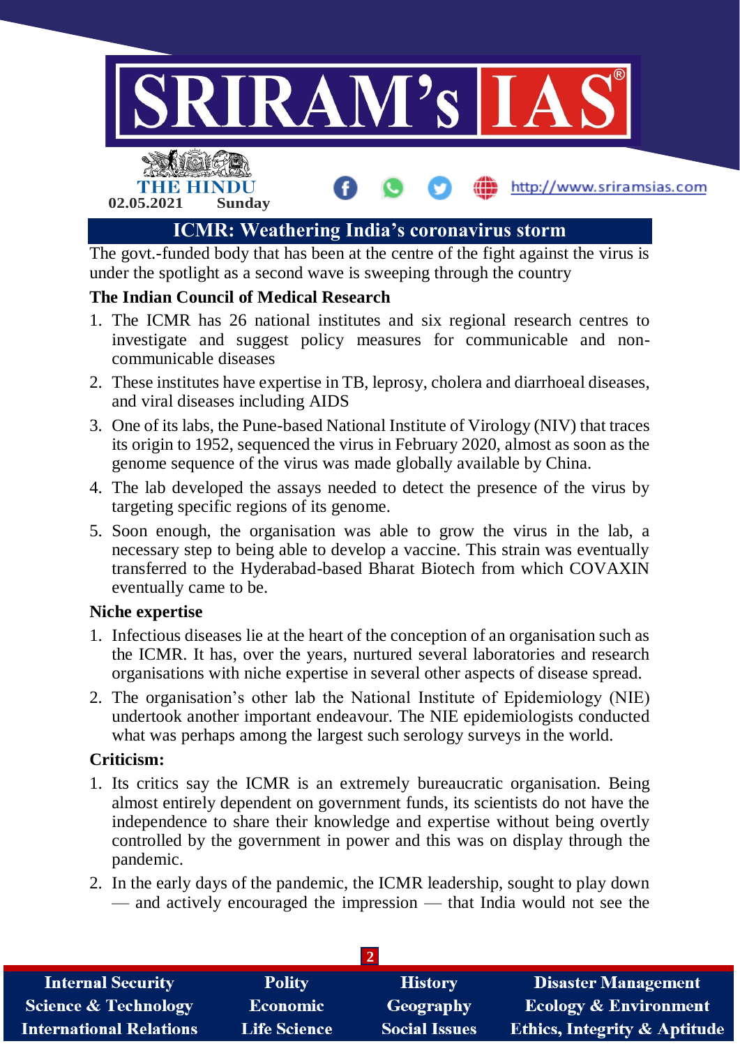# ICMR: Weathering India's coronavirus storm

The govt.-funded body that has been at the centre of the fight against the virus is under the spotlight as a second wave is sweeping through the country

## The Indian Council of Medical Research

1. The ICMR has 26 national institutes and six regional research centres to investigate and suggest policy measures for communicable and non-communicable diseases
2. These institutes have expertise in TB, leprosy, cholera and diarrhoeal diseases, and viral diseases including AIDS
3. One of its labs, the Pune-based National Institute of Virology (NIV) that traces its origin to 1952, sequenced the virus in February 2020, almost as soon as the genome sequence of the virus was made globally available by China.
4. The lab developed the assays needed to detect the presence of the virus by targeting specific regions of its genome.
5. Soon enough, the organisation was able to grow the virus in the lab, a necessary step to being able to develop a vaccine. This strain was eventually transferred to the Hyderabad-based Bharat Biotech from which COVAXIN eventually came to be.

## Niche expertise

1. Infectious diseases lie at the heart of the conception of an organisation such as the ICMR. It has, over the years, nurtured several laboratories and research organisations with niche expertise in several other aspects of disease spread.
2. The organisation's other lab the National Institute of Epidemiology (NIE) undertook another important endeavour. The NIE epidemiologists conducted what was perhaps among the largest such serology surveys in the world.

## Criticism:

1. Its critics say the ICMR is an extremely bureaucratic organisation. Being almost entirely dependent on government funds, its scientists do not have the independence to share their knowledge and expertise without being overtly controlled by the government in power and this was on display through the pandemic.
2. In the early days of the pandemic, the ICMR leadership, sought to play down — and actively encouraged the impression — that India would not see the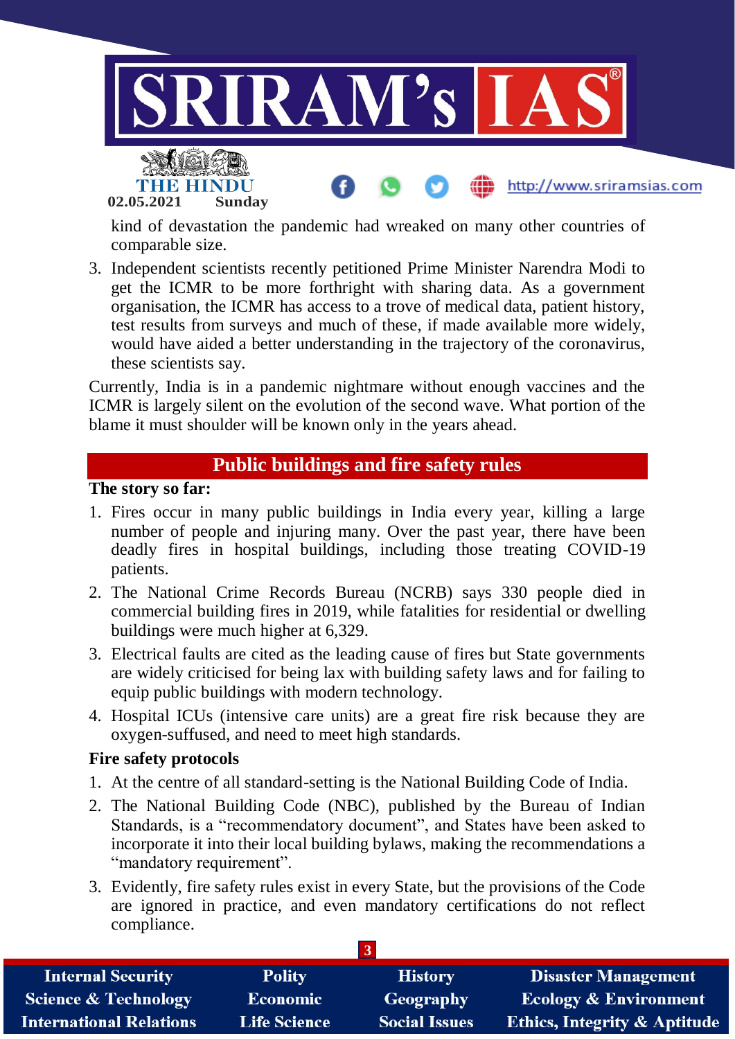kind of devastation the pandemic had wreaked on many other countries of comparable size.

3. Independent scientists recently petitioned Prime Minister Narendra Modi to get the ICMR to be more forthright with sharing data. As a government organisation, the ICMR has access to a trove of medical data, patient history, test results from surveys and much of these, if made available more widely, would have aided a better understanding in the trajectory of the coronavirus, these scientists say.

Currently, India is in a pandemic nightmare without enough vaccines and the ICMR is largely silent on the evolution of the second wave. What portion of the blame it must shoulder will be known only in the years ahead.

## Public buildings and fire safety rules

**The story so far:**

1. Fires occur in many public buildings in India every year, killing a large number of people and injuring many. Over the past year, there have been deadly fires in hospital buildings, including those treating COVID-19 patients.
2. The National Crime Records Bureau (NCRB) says 330 people died in commercial building fires in 2019, while fatalities for residential or dwelling buildings were much higher at 6,329.
3. Electrical faults are cited as the leading cause of fires but State governments are widely criticised for being lax with building safety laws and for failing to equip public buildings with modern technology.
4. Hospital ICUs (intensive care units) are a great fire risk because they are oxygen-suffused, and need to meet high standards.

**Fire safety protocols**

1. At the centre of all standard-setting is the National Building Code of India.
2. The National Building Code (NBC), published by the Bureau of Indian Standards, is a "recommendatory document", and States have been asked to incorporate it into their local building bylaws, making the recommendations a "mandatory requirement".
3. Evidently, fire safety rules exist in every State, but the provisions of the Code are ignored in practice, and even mandatory certifications do not reflect compliance.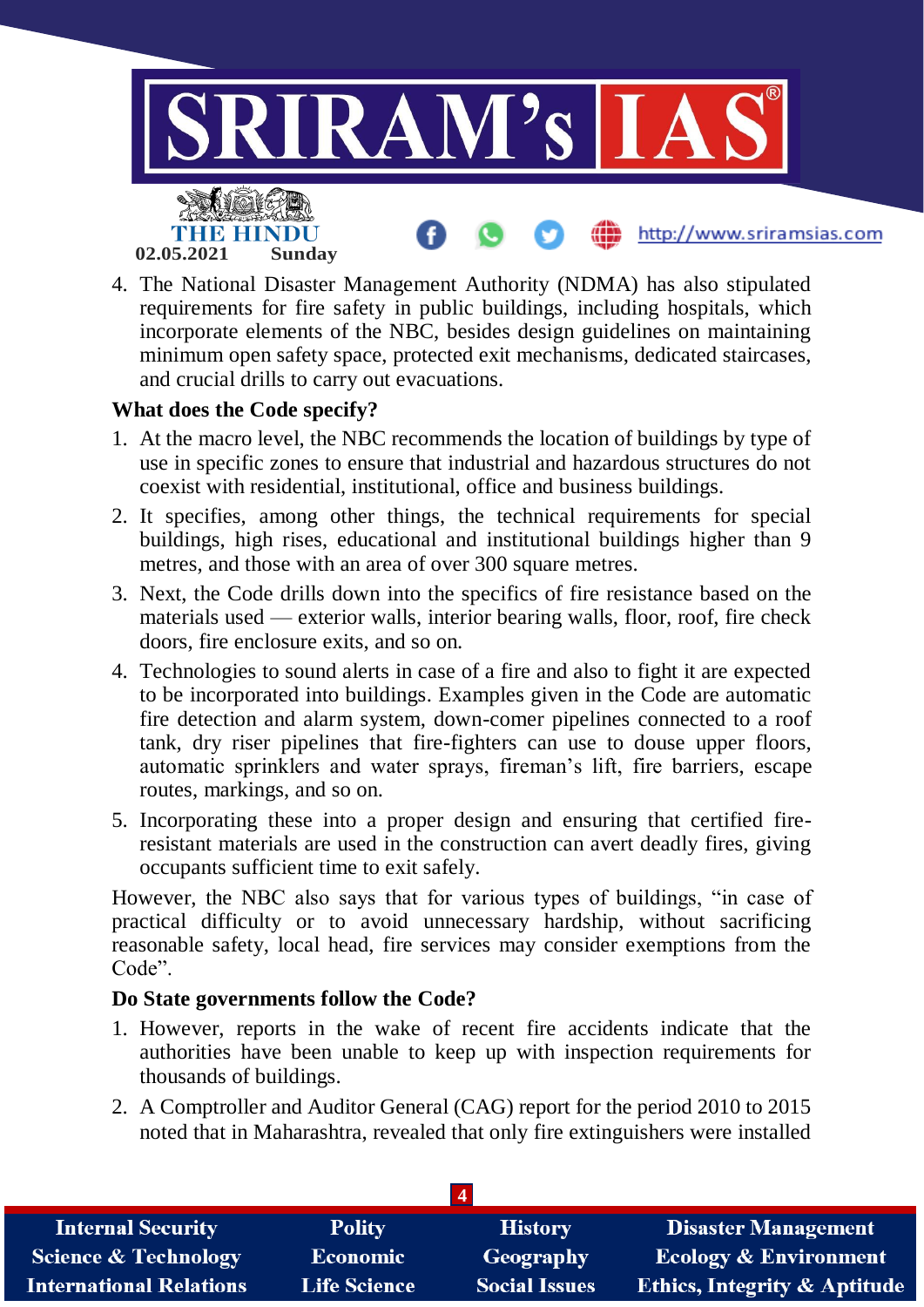4. The National Disaster Management Authority (NDMA) has also stipulated requirements for fire safety in public buildings, including hospitals, which incorporate elements of the NBC, besides design guidelines on maintaining minimum open safety space, protected exit mechanisms, dedicated staircases, and crucial drills to carry out evacuations.

**What does the Code specify?**

1. At the macro level, the NBC recommends the location of buildings by type of use in specific zones to ensure that industrial and hazardous structures do not coexist with residential, institutional, office and business buildings.
2. It specifies, among other things, the technical requirements for special buildings, high rises, educational and institutional buildings higher than 9 metres, and those with an area of over 300 square metres.
3. Next, the Code drills down into the specifics of fire resistance based on the materials used — exterior walls, interior bearing walls, floor, roof, fire check doors, fire enclosure exits, and so on.
4. Technologies to sound alerts in case of a fire and also to fight it are expected to be incorporated into buildings. Examples given in the Code are automatic fire detection and alarm system, down-comer pipelines connected to a roof tank, dry riser pipelines that fire-fighters can use to douse upper floors, automatic sprinklers and water sprays, fireman's lift, fire barriers, escape routes, markings, and so on.
5. Incorporating these into a proper design and ensuring that certified fire-resistant materials are used in the construction can avert deadly fires, giving occupants sufficient time to exit safely.

However, the NBC also says that for various types of buildings, "in case of practical difficulty or to avoid unnecessary hardship, without sacrificing reasonable safety, local head, fire services may consider exemptions from the Code".

**Do State governments follow the Code?**

1. However, reports in the wake of recent fire accidents indicate that the authorities have been unable to keep up with inspection requirements for thousands of buildings.
2. A Comptroller and Auditor General (CAG) report for the period 2010 to 2015 noted that in Maharashtra, revealed that only fire extinguishers were installed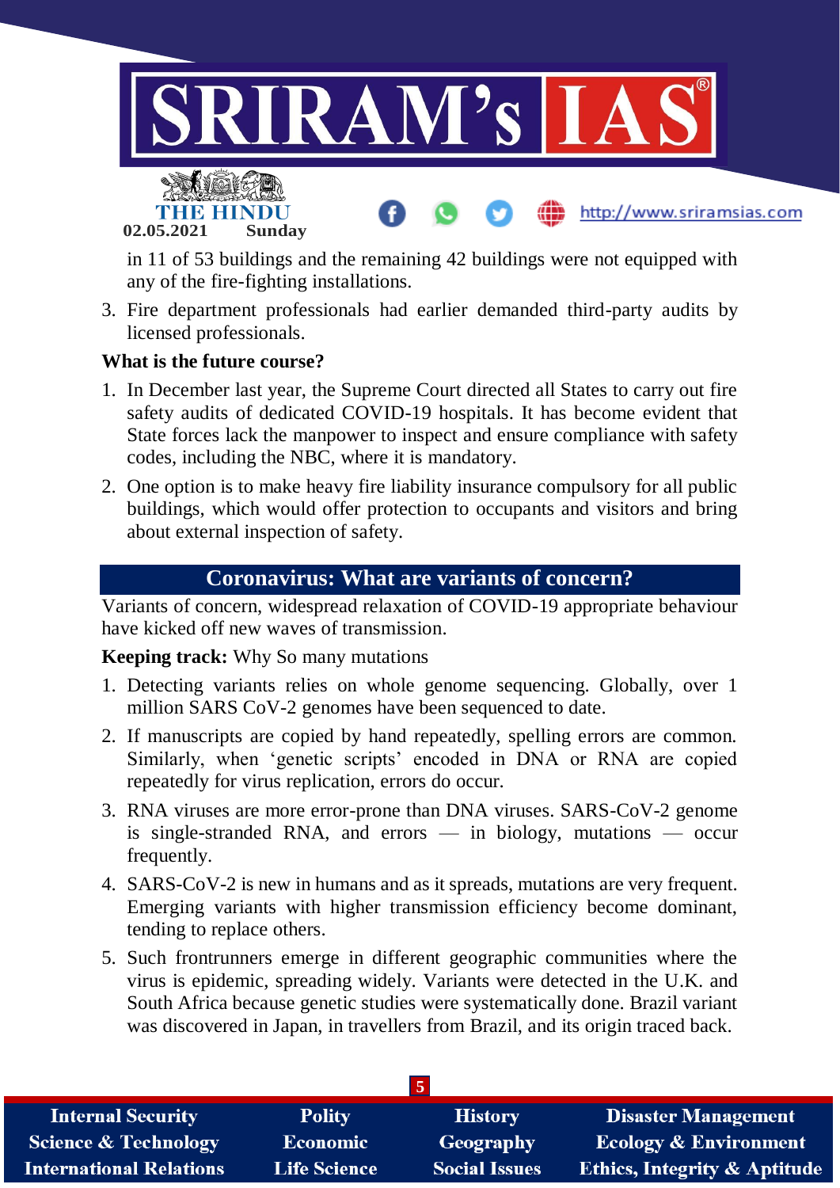in 11 of 53 buildings and the remaining 42 buildings were not equipped with any of the fire-fighting installations.

3. Fire department professionals had earlier demanded third-party audits by licensed professionals.

**What is the future course?**

1. In December last year, the Supreme Court directed all States to carry out fire safety audits of dedicated COVID-19 hospitals. It has become evident that State forces lack the manpower to inspect and ensure compliance with safety codes, including the NBC, where it is mandatory.
2. One option is to make heavy fire liability insurance compulsory for all public buildings, which would offer protection to occupants and visitors and bring about external inspection of safety.

## Coronavirus: What are variants of concern?

Variants of concern, widespread relaxation of COVID-19 appropriate behaviour have kicked off new waves of transmission.

**Keeping track:** Why So many mutations

1. Detecting variants relies on whole genome sequencing. Globally, over 1 million SARS CoV-2 genomes have been sequenced to date.
2. If manuscripts are copied by hand repeatedly, spelling errors are common. Similarly, when 'genetic scripts' encoded in DNA or RNA are copied repeatedly for virus replication, errors do occur.
3. RNA viruses are more error-prone than DNA viruses. SARS-CoV-2 genome is single-stranded RNA, and errors — in biology, mutations — occur frequently.
4. SARS-CoV-2 is new in humans and as it spreads, mutations are very frequent. Emerging variants with higher transmission efficiency become dominant, tending to replace others.
5. Such frontrunners emerge in different geographic communities where the virus is epidemic, spreading widely. Variants were detected in the U.K. and South Africa because genetic studies were systematically done. Brazil variant was discovered in Japan, in travellers from Brazil, and its origin traced back.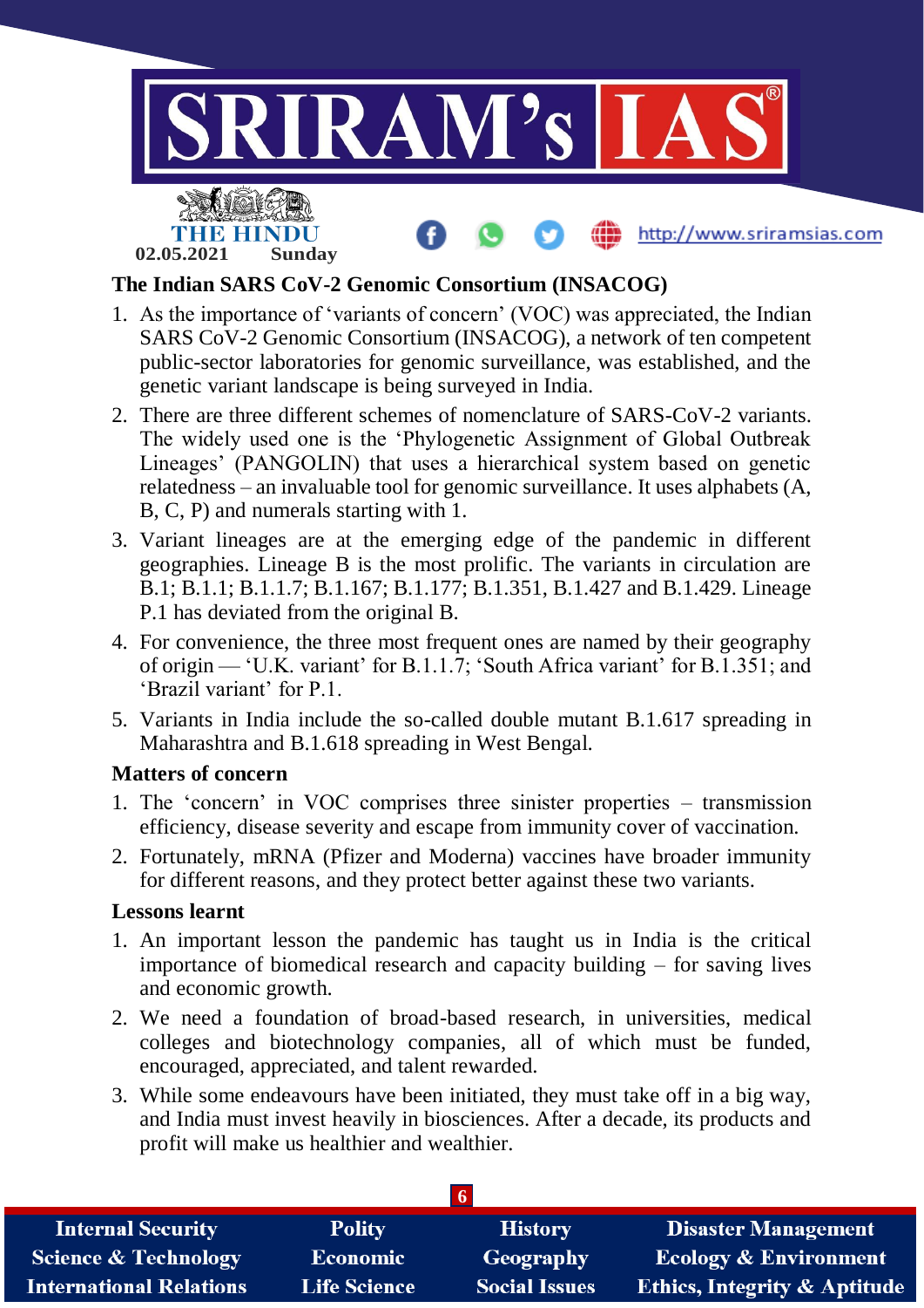## The Indian SARS CoV-2 Genomic Consortium (INSACOG)

1. As the importance of 'variants of concern' (VOC) was appreciated, the Indian SARS CoV-2 Genomic Consortium (INSACOG), a network of ten competent public-sector laboratories for genomic surveillance, was established, and the genetic variant landscape is being surveyed in India.
2. There are three different schemes of nomenclature of SARS-CoV-2 variants. The widely used one is the 'Phylogenetic Assignment of Global Outbreak Lineages' (PANGOLIN) that uses a hierarchical system based on genetic relatedness – an invaluable tool for genomic surveillance. It uses alphabets (A, B, C, P) and numerals starting with 1.
3. Variant lineages are at the emerging edge of the pandemic in different geographies. Lineage B is the most prolific. The variants in circulation are B.1; B.1.1; B.1.1.7; B.1.167; B.1.177; B.1.351, B.1.427 and B.1.429. Lineage P.1 has deviated from the original B.
4. For convenience, the three most frequent ones are named by their geography of origin — 'U.K. variant' for B.1.1.7; 'South Africa variant' for B.1.351; and 'Brazil variant' for P.1.
5. Variants in India include the so-called double mutant B.1.617 spreading in Maharashtra and B.1.618 spreading in West Bengal.

### Matters of concern

1. The 'concern' in VOC comprises three sinister properties – transmission efficiency, disease severity and escape from immunity cover of vaccination.
2. Fortunately, mRNA (Pfizer and Moderna) vaccines have broader immunity for different reasons, and they protect better against these two variants.

### Lessons learnt

1. An important lesson the pandemic has taught us in India is the critical importance of biomedical research and capacity building – for saving lives and economic growth.
2. We need a foundation of broad-based research, in universities, medical colleges and biotechnology companies, all of which must be funded, encouraged, appreciated, and talent rewarded.
3. While some endeavours have been initiated, they must take off in a big way, and India must invest heavily in biosciences. After a decade, its products and profit will make us healthier and wealthier.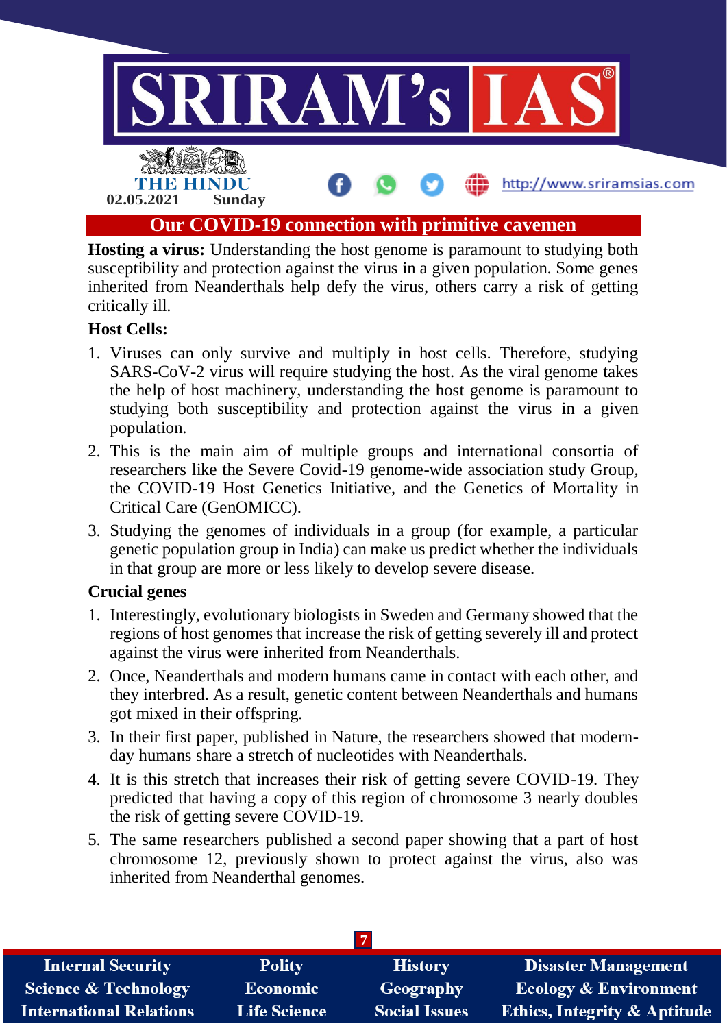# Our COVID-19 connection with primitive cavemen

**Hosting a virus:** Understanding the host genome is paramount to studying both susceptibility and protection against the virus in a given population. Some genes inherited from Neanderthals help defy the virus, others carry a risk of getting critically ill.

**Host Cells:**

1. Viruses can only survive and multiply in host cells. Therefore, studying SARS-CoV-2 virus will require studying the host. As the viral genome takes the help of host machinery, understanding the host genome is paramount to studying both susceptibility and protection against the virus in a given population.
2. This is the main aim of multiple groups and international consortia of researchers like the Severe Covid-19 genome-wide association study Group, the COVID-19 Host Genetics Initiative, and the Genetics of Mortality in Critical Care (GenOMICC).
3. Studying the genomes of individuals in a group (for example, a particular genetic population group in India) can make us predict whether the individuals in that group are more or less likely to develop severe disease.

**Crucial genes**

1. Interestingly, evolutionary biologists in Sweden and Germany showed that the regions of host genomes that increase the risk of getting severely ill and protect against the virus were inherited from Neanderthals.
2. Once, Neanderthals and modern humans came in contact with each other, and they interbred. As a result, genetic content between Neanderthals and humans got mixed in their offspring.
3. In their first paper, published in Nature, the researchers showed that modern-day humans share a stretch of nucleotides with Neanderthals.
4. It is this stretch that increases their risk of getting severe COVID-19. They predicted that having a copy of this region of chromosome 3 nearly doubles the risk of getting severe COVID-19.
5. The same researchers published a second paper showing that a part of host chromosome 12, previously shown to protect against the virus, also was inherited from Neanderthal genomes.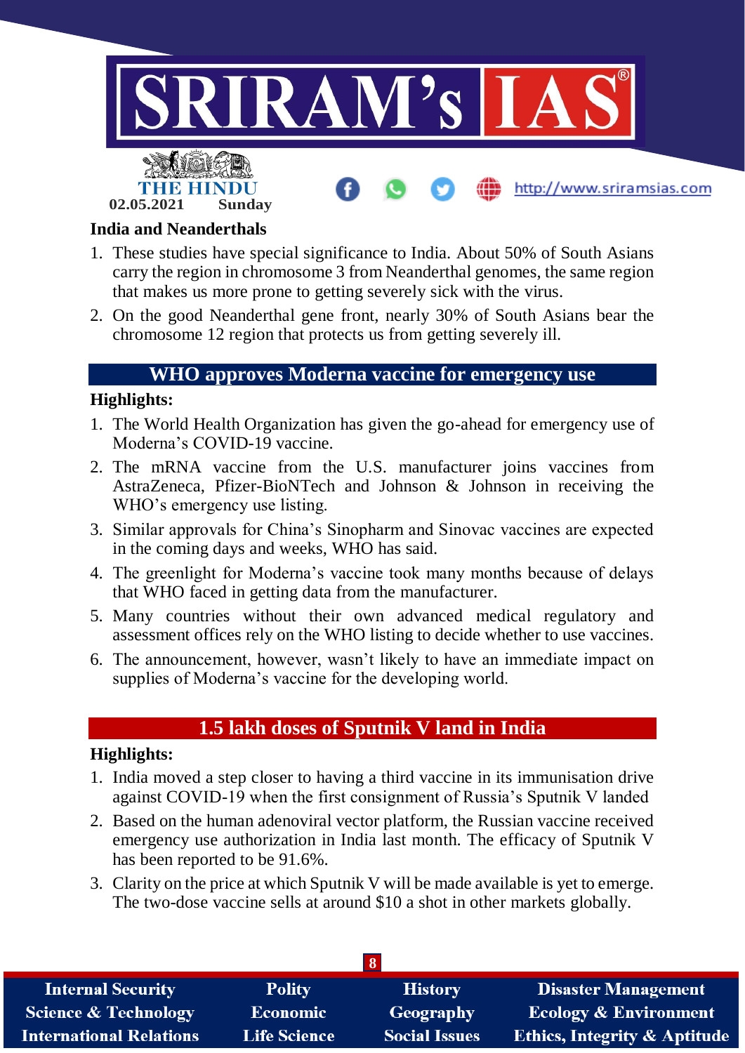### India and Neanderthals

1. These studies have special significance to India. About 50% of South Asians carry the region in chromosome 3 from Neanderthal genomes, the same region that makes us more prone to getting severely sick with the virus.
2. On the good Neanderthal gene front, nearly 30% of South Asians bear the chromosome 12 region that protects us from getting severely ill.

## WHO approves Moderna vaccine for emergency use

**Highlights:**

1. The World Health Organization has given the go-ahead for emergency use of Moderna's COVID-19 vaccine.
2. The mRNA vaccine from the U.S. manufacturer joins vaccines from AstraZeneca, Pfizer-BioNTech and Johnson & Johnson in receiving the WHO's emergency use listing.
3. Similar approvals for China's Sinopharm and Sinovac vaccines are expected in the coming days and weeks, WHO has said.
4. The greenlight for Moderna's vaccine took many months because of delays that WHO faced in getting data from the manufacturer.
5. Many countries without their own advanced medical regulatory and assessment offices rely on the WHO listing to decide whether to use vaccines.
6. The announcement, however, wasn't likely to have an immediate impact on supplies of Moderna's vaccine for the developing world.

## 1.5 lakh doses of Sputnik V land in India

**Highlights:**

1. India moved a step closer to having a third vaccine in its immunisation drive against COVID-19 when the first consignment of Russia's Sputnik V landed
2. Based on the human adenoviral vector platform, the Russian vaccine received emergency use authorization in India last month. The efficacy of Sputnik V has been reported to be 91.6%.
3. Clarity on the price at which Sputnik V will be made available is yet to emerge. The two-dose vaccine sells at around $10 a shot in other markets globally.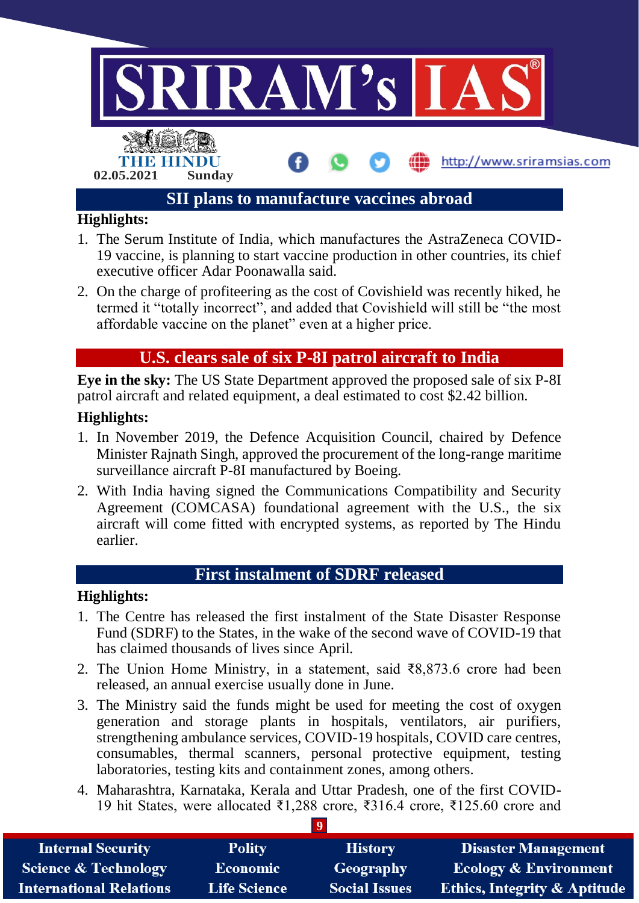## SII plans to manufacture vaccines abroad

**Highlights:**

1. The Serum Institute of India, which manufactures the AstraZeneca COVID-19 vaccine, is planning to start vaccine production in other countries, its chief executive officer Adar Poonawalla said.
2. On the charge of profiteering as the cost of Covishield was recently hiked, he termed it "totally incorrect", and added that Covishield will still be "the most affordable vaccine on the planet" even at a higher price.

## U.S. clears sale of six P-8I patrol aircraft to India

**Eye in the sky:** The US State Department approved the proposed sale of six P-8I patrol aircraft and related equipment, a deal estimated to cost $2.42 billion.

**Highlights:**

1. In November 2019, the Defence Acquisition Council, chaired by Defence Minister Rajnath Singh, approved the procurement of the long-range maritime surveillance aircraft P-8I manufactured by Boeing.
2. With India having signed the Communications Compatibility and Security Agreement (COMCASA) foundational agreement with the U.S., the six aircraft will come fitted with encrypted systems, as reported by The Hindu earlier.

## First instalment of SDRF released

**Highlights:**

1. The Centre has released the first instalment of the State Disaster Response Fund (SDRF) to the States, in the wake of the second wave of COVID-19 that has claimed thousands of lives since April.
2. The Union Home Ministry, in a statement, said ₹8,873.6 crore had been released, an annual exercise usually done in June.
3. The Ministry said the funds might be used for meeting the cost of oxygen generation and storage plants in hospitals, ventilators, air purifiers, strengthening ambulance services, COVID-19 hospitals, COVID care centres, consumables, thermal scanners, personal protective equipment, testing laboratories, testing kits and containment zones, among others.
4. Maharashtra, Karnataka, Kerala and Uttar Pradesh, one of the first COVID-19 hit States, were allocated ₹1,288 crore, ₹316.4 crore, ₹125.60 crore and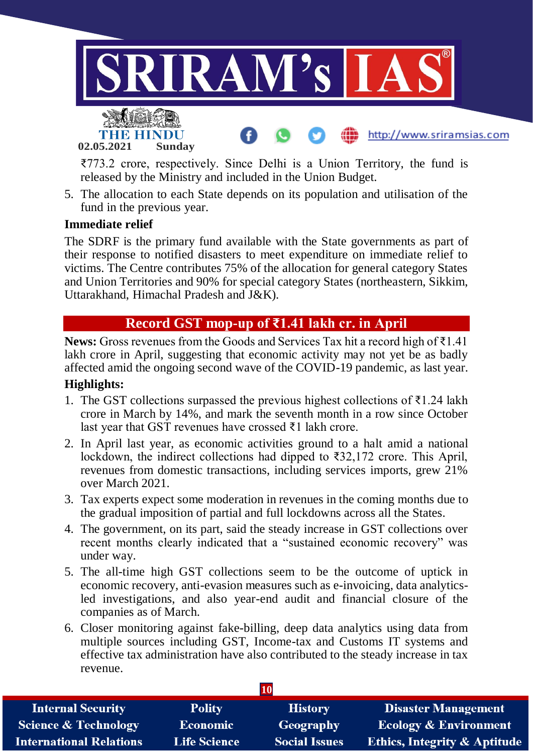₹773.2 crore, respectively. Since Delhi is a Union Territory, the fund is released by the Ministry and included in the Union Budget.

5. The allocation to each State depends on its population and utilisation of the fund in the previous year.

**Immediate relief**

The SDRF is the primary fund available with the State governments as part of their response to notified disasters to meet expenditure on immediate relief to victims. The Centre contributes 75% of the allocation for general category States and Union Territories and 90% for special category States (northeastern, Sikkim, Uttarakhand, Himachal Pradesh and J&K).

## Record GST mop-up of ₹1.41 lakh cr. in April

**News:** Gross revenues from the Goods and Services Tax hit a record high of ₹1.41 lakh crore in April, suggesting that economic activity may not yet be as badly affected amid the ongoing second wave of the COVID-19 pandemic, as last year.

**Highlights:**

1. The GST collections surpassed the previous highest collections of ₹1.24 lakh crore in March by 14%, and mark the seventh month in a row since October last year that GST revenues have crossed ₹1 lakh crore.
2. In April last year, as economic activities ground to a halt amid a national lockdown, the indirect collections had dipped to ₹32,172 crore. This April, revenues from domestic transactions, including services imports, grew 21% over March 2021.
3. Tax experts expect some moderation in revenues in the coming months due to the gradual imposition of partial and full lockdowns across all the States.
4. The government, on its part, said the steady increase in GST collections over recent months clearly indicated that a "sustained economic recovery" was under way.
5. The all-time high GST collections seem to be the outcome of uptick in economic recovery, anti-evasion measures such as e-invoicing, data analytics-led investigations, and also year-end audit and financial closure of the companies as of March.
6. Closer monitoring against fake-billing, deep data analytics using data from multiple sources including GST, Income-tax and Customs IT systems and effective tax administration have also contributed to the steady increase in tax revenue.